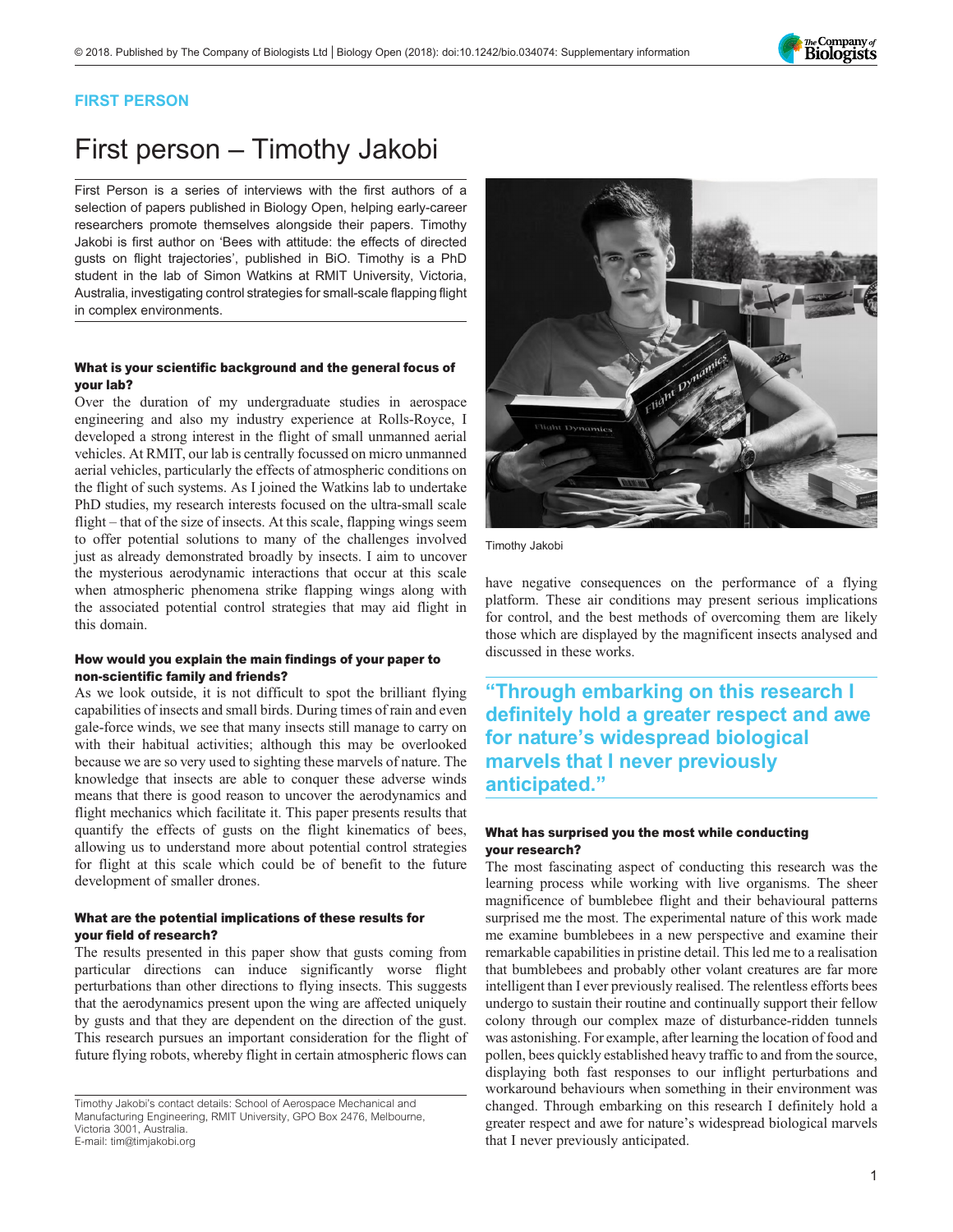FIRST PERSON

# First person – Timothy Jakobi

First Person is a series of interviews with the first authors of a selection of papers published in Biology Open, helping early-career researchers promote themselves alongside their papers. Timothy Jakobi is first author on 'Bees with attitude: the effects of directed gusts on flight trajectories', published in BiO. Timothy is a PhD student in the lab of Simon Watkins at RMIT University, Victoria, Australia, investigating control strategies for small-scale flapping flight in complex environments.

Timothy Jakobi

### What is your scientific background and the general focus of your lab?

Over the duration of my undergraduate studies in aerospace engineering and also my industry experience at Rolls-Royce, I developed a strong interest in the flight of small unmanned aerial vehicles. At RMIT, our lab is centrally focussed on micro unmanned aerial vehicles, particularly the effects of atmospheric conditions on the flight of such systems. As I joined the Watkins lab to undertake PhD studies, my research interests focused on the ultra-small scale flight – that of the size of insects. At this scale, flapping wings seem to offer potential solutions to many of the challenges involved just as already demonstrated broadly by insects. I aim to uncover the mysterious aerodynamic interactions that occur at this scale when atmospheric phenomena strike flapping wings along with the associated potential control strategies that may aid flight in this domain.

### How would you explain the main findings of your paper to non-scientific family and friends?

As we look outside, it is not difficult to spot the brilliant flying capabilities of insects and small birds. During times of rain and even gale-force winds, we see that many insects still manage to carry on with their habitual activities; although this may be overlooked because we are so very used to sighting these marvels of nature. The knowledge that insects are able to conquer these adverse winds means that there is good reason to uncover the aerodynamics and flight mechanics which facilitate it. This paper presents results that quantify the effects of gusts on the flight kinematics of bees, allowing us to understand more about potential control strategies for flight at this scale which could be of benefit to the future development of smaller drones.

### What are the potential implications of these results for your field of research?

The results presented in this paper show that gusts coming from particular directions can induce significantly worse flight perturbations than other directions to flying insects. This suggests that the aerodynamics present upon the wing are affected uniquely by gusts and that they are dependent on the direction of the gust. This research pursues an important consideration for the flight of future flying robots, whereby flight in certain atmospheric flows can have negative consequences on the performance of a flying platform. These air conditions may present serious implications for control, and the best methods of overcoming them are likely those which are displayed by the magnificent insects analysed and discussed in these works.

> "Through embarking on this research I definitely hold a greater respect and awe for nature's widespread biological marvels that I never previously anticipated."

### What has surprised you the most while conducting your research?

The most fascinating aspect of conducting this research was the learning process while working with live organisms. The sheer magnificence of bumblebee flight and their behavioural patterns surprised me the most. The experimental nature of this work made me examine bumblebees in a new perspective and examine their remarkable capabilities in pristine detail. This led me to a realisation that bumblebees and probably other volant creatures are far more intelligent than I ever previously realised. The relentless efforts bees undergo to sustain their routine and continually support their fellow colony through our complex maze of disturbance-ridden tunnels was astonishing. For example, after learning the location of food and pollen, bees quickly established heavy traffic to and from the source, displaying both fast responses to our inflight perturbations and workaround behaviours when something in their environment was changed. Through embarking on this research I definitely hold a greater respect and awe for nature's widespread biological marvels that I never previously anticipated.

Timothy Jakobi's contact details: School of Aerospace Mechanical and Manufacturing Engineering, RMIT University, GPO Box 2476, Melbourne, Victoria 3001, Australia.
E-mail: tim@timjakobi.org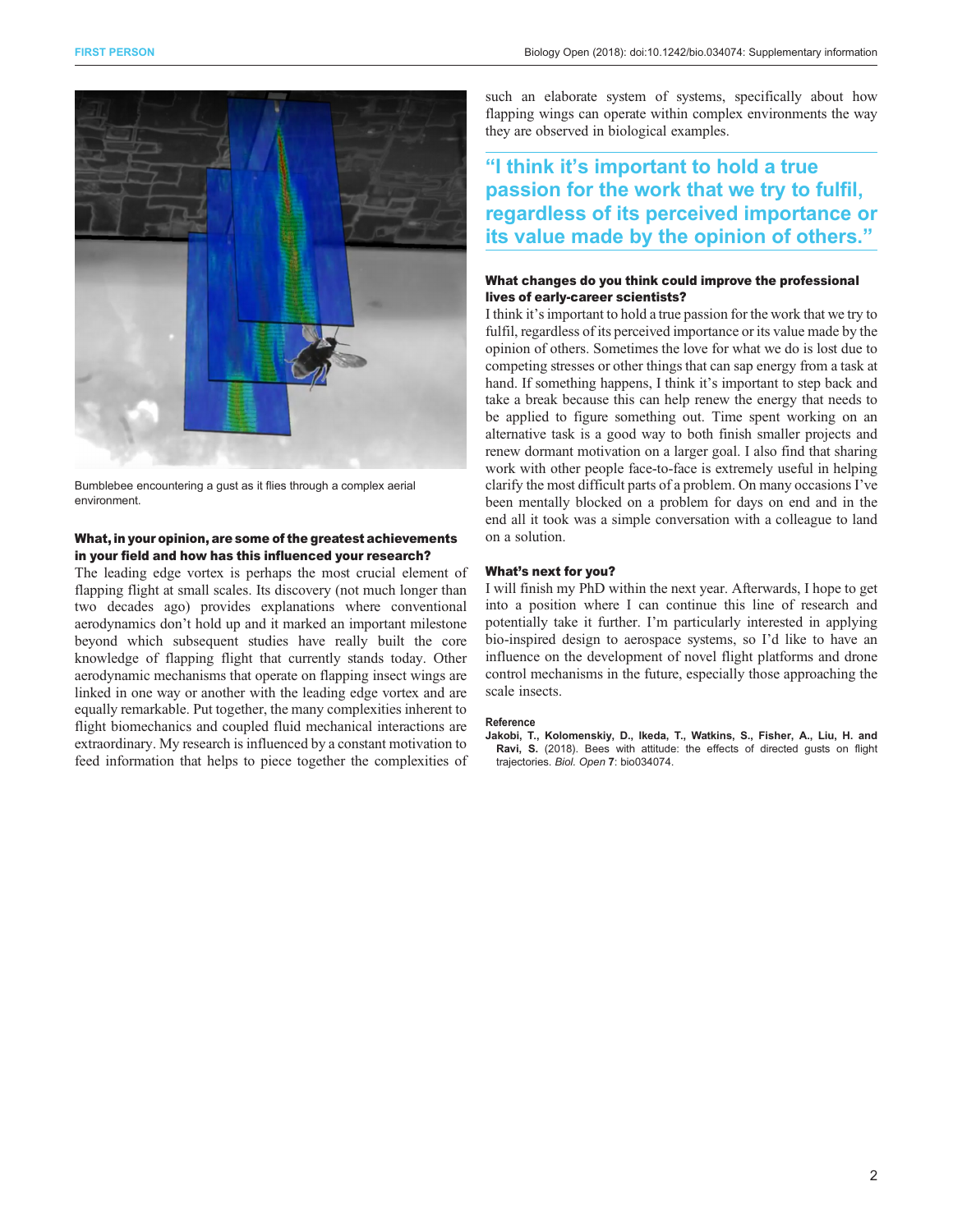Bumblebee encountering a gust as it flies through a complex aerial environment.

### What, in your opinion, are some of the greatest achievements in your field and how has this influenced your research?

The leading edge vortex is perhaps the most crucial element of flapping flight at small scales. Its discovery (not much longer than two decades ago) provides explanations where conventional aerodynamics don't hold up and it marked an important milestone beyond which subsequent studies have really built the core knowledge of flapping flight that currently stands today. Other aerodynamic mechanisms that operate on flapping insect wings are linked in one way or another with the leading edge vortex and are equally remarkable. Put together, the many complexities inherent to flight biomechanics and coupled fluid mechanical interactions are extraordinary. My research is influenced by a constant motivation to feed information that helps to piece together the complexities of such an elaborate system of systems, specifically about how flapping wings can operate within complex environments the way they are observed in biological examples.

> "I think it's important to hold a true passion for the work that we try to fulfil, regardless of its perceived importance or its value made by the opinion of others."

### What changes do you think could improve the professional lives of early-career scientists?

I think it's important to hold a true passion for the work that we try to fulfil, regardless of its perceived importance or its value made by the opinion of others. Sometimes the love for what we do is lost due to competing stresses or other things that can sap energy from a task at hand. If something happens, I think it's important to step back and take a break because this can help renew the energy that needs to be applied to figure something out. Time spent working on an alternative task is a good way to both finish smaller projects and renew dormant motivation on a larger goal. I also find that sharing work with other people face-to-face is extremely useful in helping clarify the most difficult parts of a problem. On many occasions I've been mentally blocked on a problem for days on end and in the end all it took was a simple conversation with a colleague to land on a solution.

### What's next for you?

I will finish my PhD within the next year. Afterwards, I hope to get into a position where I can continue this line of research and potentially take it further. I'm particularly interested in applying bio-inspired design to aerospace systems, so I'd like to have an influence on the development of novel flight platforms and drone control mechanisms in the future, especially those approaching the scale insects.

#### Reference

**Jakobi, T., Kolomenskiy, D., Ikeda, T., Watkins, S., Fisher, A., Liu, H. and Ravi, S.** (2018). Bees with attitude: the effects of directed gusts on flight trajectories. *Biol. Open* **7**: bio034074.